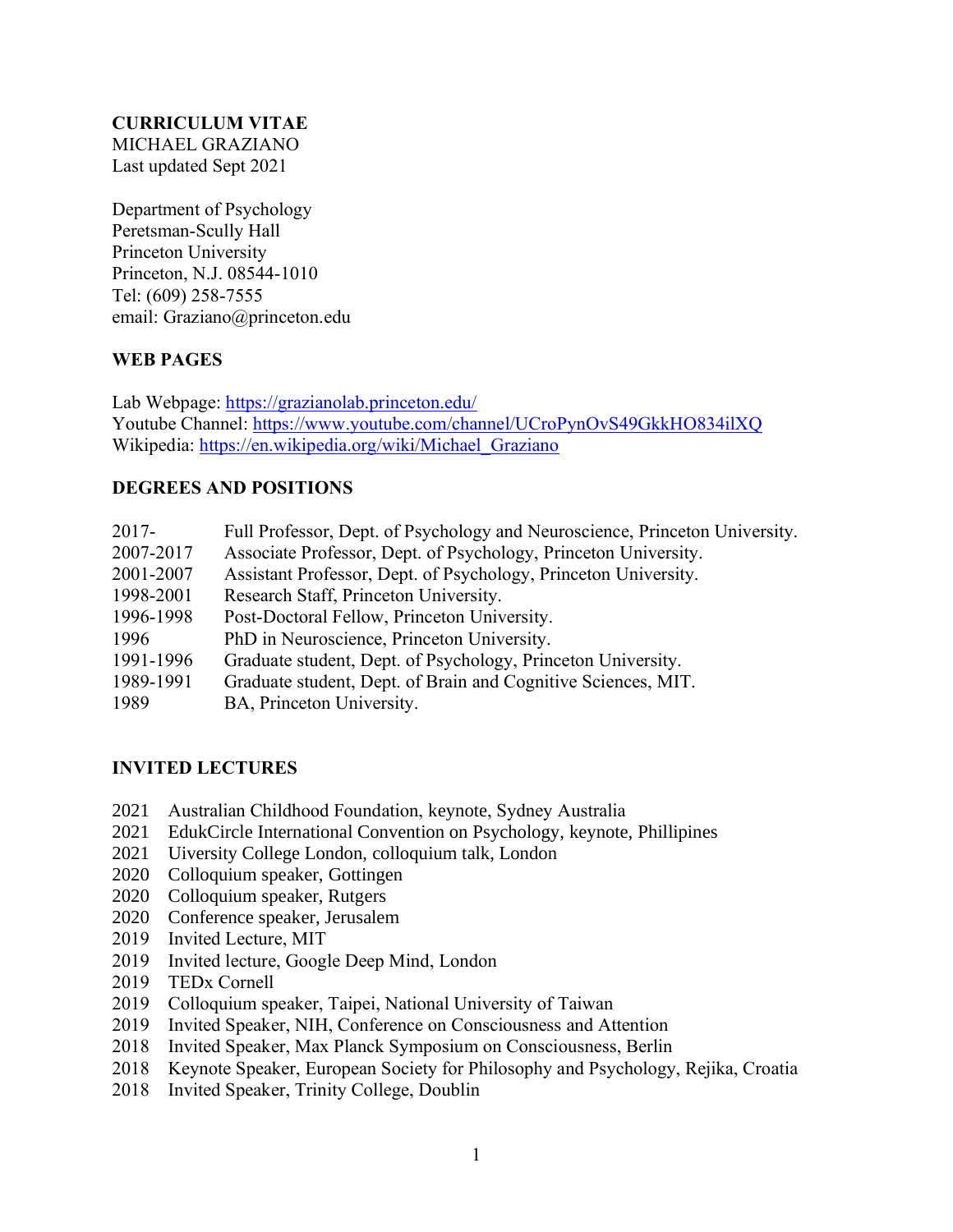**CURRICULUM VITAE**
MICHAEL GRAZIANO
Last updated Sept 2021

Department of Psychology
Peretsman-Scully Hall
Princeton University
Princeton, N.J. 08544-1010
Tel: (609) 258-7555
email: Graziano@princeton.edu

## WEB PAGES

Lab Webpage: https://grazianolab.princeton.edu/
Youtube Channel: https://www.youtube.com/channel/UCroPynOvS49GkkHO834ilXQ
Wikipedia: https://en.wikipedia.org/wiki/Michael_Graziano

## DEGREES AND POSITIONS

| | |
|---|---|
| 2017- | Full Professor, Dept. of Psychology and Neuroscience, Princeton University. |
| 2007-2017 | Associate Professor, Dept. of Psychology, Princeton University. |
| 2001-2007 | Assistant Professor, Dept. of Psychology, Princeton University. |
| 1998-2001 | Research Staff, Princeton University. |
| 1996-1998 | Post-Doctoral Fellow, Princeton University. |
| 1996 | PhD in Neuroscience, Princeton University. |
| 1991-1996 | Graduate student, Dept. of Psychology, Princeton University. |
| 1989-1991 | Graduate student, Dept. of Brain and Cognitive Sciences, MIT. |
| 1989 | BA, Princeton University. |

## INVITED LECTURES

2021 Australian Childhood Foundation, keynote, Sydney Australia
2021 EdukCircle International Convention on Psychology, keynote, Phillipines
2021 Uiversity College London, colloquium talk, London
2020 Colloquium speaker, Gottingen
2020 Colloquium speaker, Rutgers
2020 Conference speaker, Jerusalem
2019 Invited Lecture, MIT
2019 Invited lecture, Google Deep Mind, London
2019 TEDx Cornell
2019 Colloquium speaker, Taipei, National University of Taiwan
2019 Invited Speaker, NIH, Conference on Consciousness and Attention
2018 Invited Speaker, Max Planck Symposium on Consciousness, Berlin
2018 Keynote Speaker, European Society for Philosophy and Psychology, Rejika, Croatia
2018 Invited Speaker, Trinity College, Doublin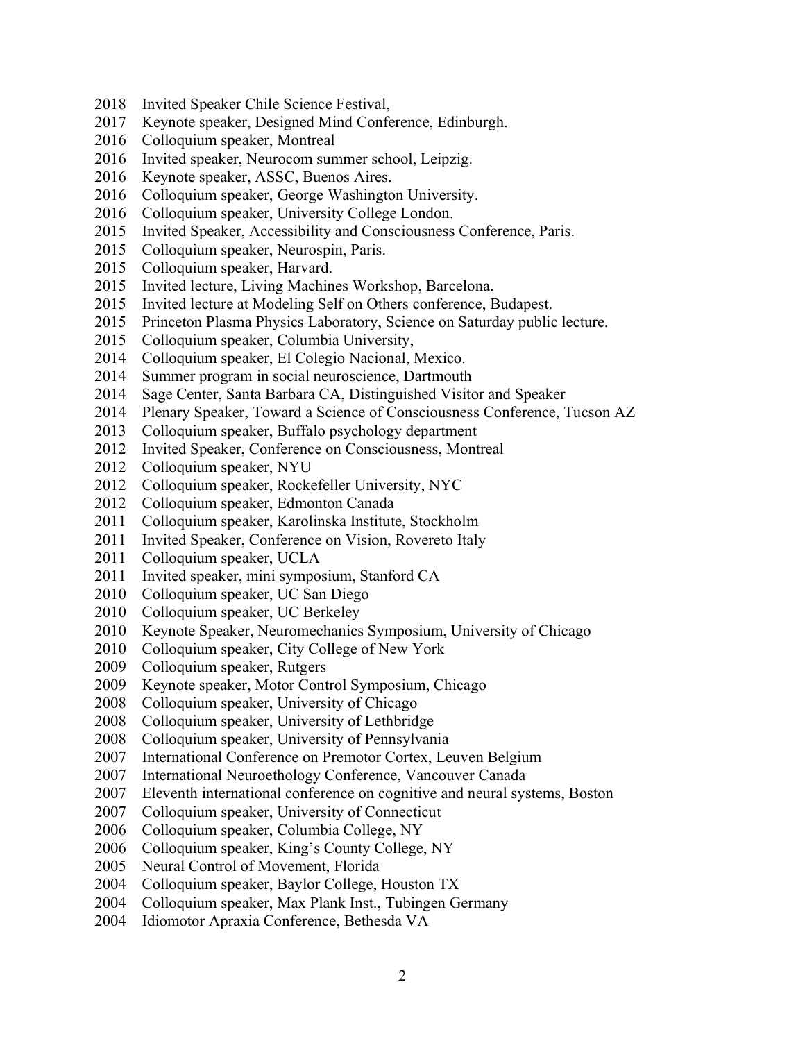2018 Invited Speaker Chile Science Festival,
2017 Keynote speaker, Designed Mind Conference, Edinburgh.
2016 Colloquium speaker, Montreal
2016 Invited speaker, Neurocom summer school, Leipzig.
2016 Keynote speaker, ASSC, Buenos Aires.
2016 Colloquium speaker, George Washington University.
2016 Colloquium speaker, University College London.
2015 Invited Speaker, Accessibility and Consciousness Conference, Paris.
2015 Colloquium speaker, Neurospin, Paris.
2015 Colloquium speaker, Harvard.
2015 Invited lecture, Living Machines Workshop, Barcelona.
2015 Invited lecture at Modeling Self on Others conference, Budapest.
2015 Princeton Plasma Physics Laboratory, Science on Saturday public lecture.
2015 Colloquium speaker, Columbia University,
2014 Colloquium speaker, El Colegio Nacional, Mexico.
2014 Summer program in social neuroscience, Dartmouth
2014 Sage Center, Santa Barbara CA, Distinguished Visitor and Speaker
2014 Plenary Speaker, Toward a Science of Consciousness Conference, Tucson AZ
2013 Colloquium speaker, Buffalo psychology department
2012 Invited Speaker, Conference on Consciousness, Montreal
2012 Colloquium speaker, NYU
2012 Colloquium speaker, Rockefeller University, NYC
2012 Colloquium speaker, Edmonton Canada
2011 Colloquium speaker, Karolinska Institute, Stockholm
2011 Invited Speaker, Conference on Vision, Rovereto Italy
2011 Colloquium speaker, UCLA
2011 Invited speaker, mini symposium, Stanford CA
2010 Colloquium speaker, UC San Diego
2010 Colloquium speaker, UC Berkeley
2010 Keynote Speaker, Neuromechanics Symposium, University of Chicago
2010 Colloquium speaker, City College of New York
2009 Colloquium speaker, Rutgers
2009 Keynote speaker, Motor Control Symposium, Chicago
2008 Colloquium speaker, University of Chicago
2008 Colloquium speaker, University of Lethbridge
2008 Colloquium speaker, University of Pennsylvania
2007 International Conference on Premotor Cortex, Leuven Belgium
2007 International Neuroethology Conference, Vancouver Canada
2007 Eleventh international conference on cognitive and neural systems, Boston
2007 Colloquium speaker, University of Connecticut
2006 Colloquium speaker, Columbia College, NY
2006 Colloquium speaker, King's County College, NY
2005 Neural Control of Movement, Florida
2004 Colloquium speaker, Baylor College, Houston TX
2004 Colloquium speaker, Max Plank Inst., Tubingen Germany
2004 Idiomotor Apraxia Conference, Bethesda VA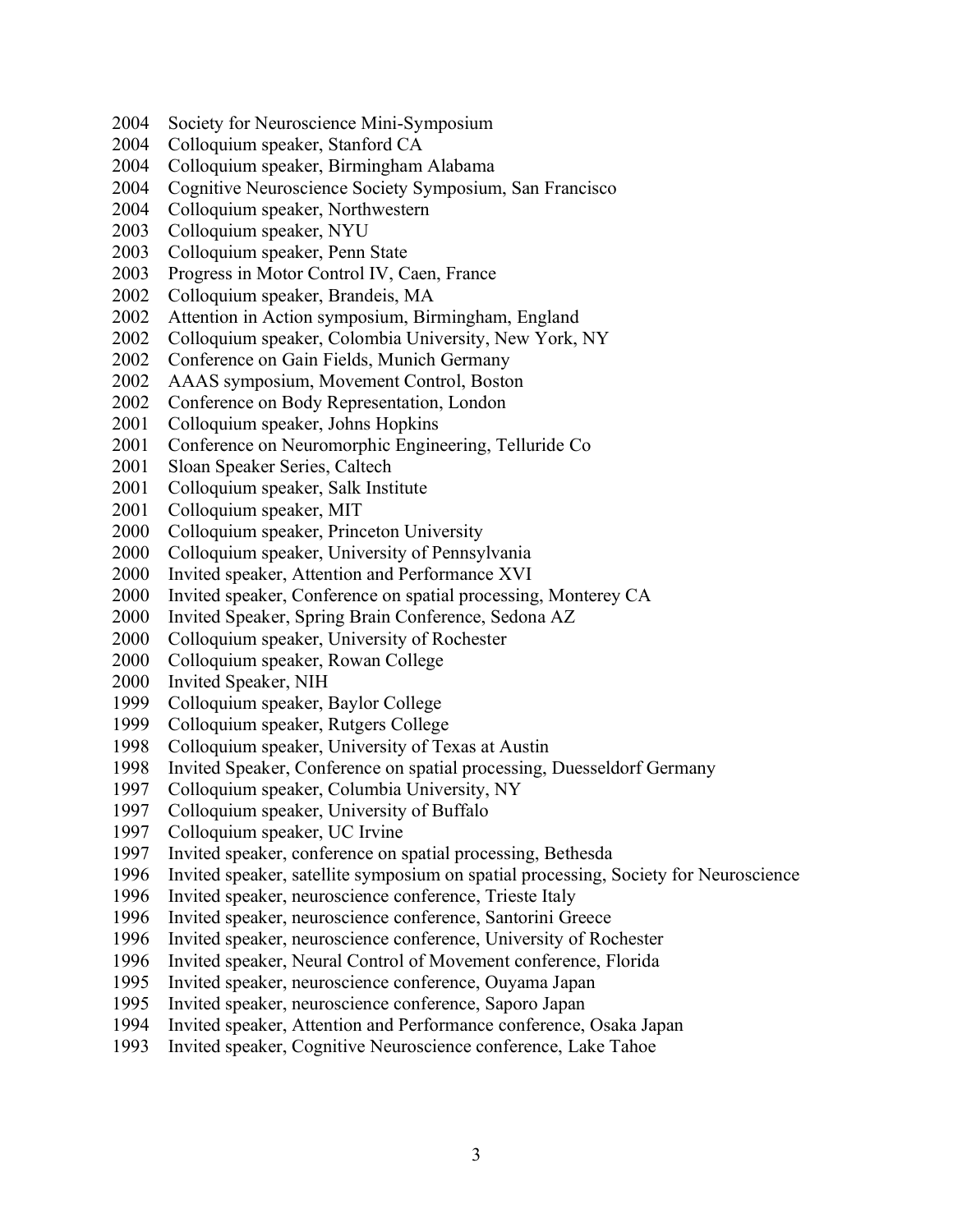2004 Society for Neuroscience Mini-Symposium
2004 Colloquium speaker, Stanford CA
2004 Colloquium speaker, Birmingham Alabama
2004 Cognitive Neuroscience Society Symposium, San Francisco
2004 Colloquium speaker, Northwestern
2003 Colloquium speaker, NYU
2003 Colloquium speaker, Penn State
2003 Progress in Motor Control IV, Caen, France
2002 Colloquium speaker, Brandeis, MA
2002 Attention in Action symposium, Birmingham, England
2002 Colloquium speaker, Colombia University, New York, NY
2002 Conference on Gain Fields, Munich Germany
2002 AAAS symposium, Movement Control, Boston
2002 Conference on Body Representation, London
2001 Colloquium speaker, Johns Hopkins
2001 Conference on Neuromorphic Engineering, Telluride Co
2001 Sloan Speaker Series, Caltech
2001 Colloquium speaker, Salk Institute
2001 Colloquium speaker, MIT
2000 Colloquium speaker, Princeton University
2000 Colloquium speaker, University of Pennsylvania
2000 Invited speaker, Attention and Performance XVI
2000 Invited speaker, Conference on spatial processing, Monterey CA
2000 Invited Speaker, Spring Brain Conference, Sedona AZ
2000 Colloquium speaker, University of Rochester
2000 Colloquium speaker, Rowan College
2000 Invited Speaker, NIH
1999 Colloquium speaker, Baylor College
1999 Colloquium speaker, Rutgers College
1998 Colloquium speaker, University of Texas at Austin
1998 Invited Speaker, Conference on spatial processing, Duesseldorf Germany
1997 Colloquium speaker, Columbia University, NY
1997 Colloquium speaker, University of Buffalo
1997 Colloquium speaker, UC Irvine
1997 Invited speaker, conference on spatial processing, Bethesda
1996 Invited speaker, satellite symposium on spatial processing, Society for Neuroscience
1996 Invited speaker, neuroscience conference, Trieste Italy
1996 Invited speaker, neuroscience conference, Santorini Greece
1996 Invited speaker, neuroscience conference, University of Rochester
1996 Invited speaker, Neural Control of Movement conference, Florida
1995 Invited speaker, neuroscience conference, Ouyama Japan
1995 Invited speaker, neuroscience conference, Saporo Japan
1994 Invited speaker, Attention and Performance conference, Osaka Japan
1993 Invited speaker, Cognitive Neuroscience conference, Lake Tahoe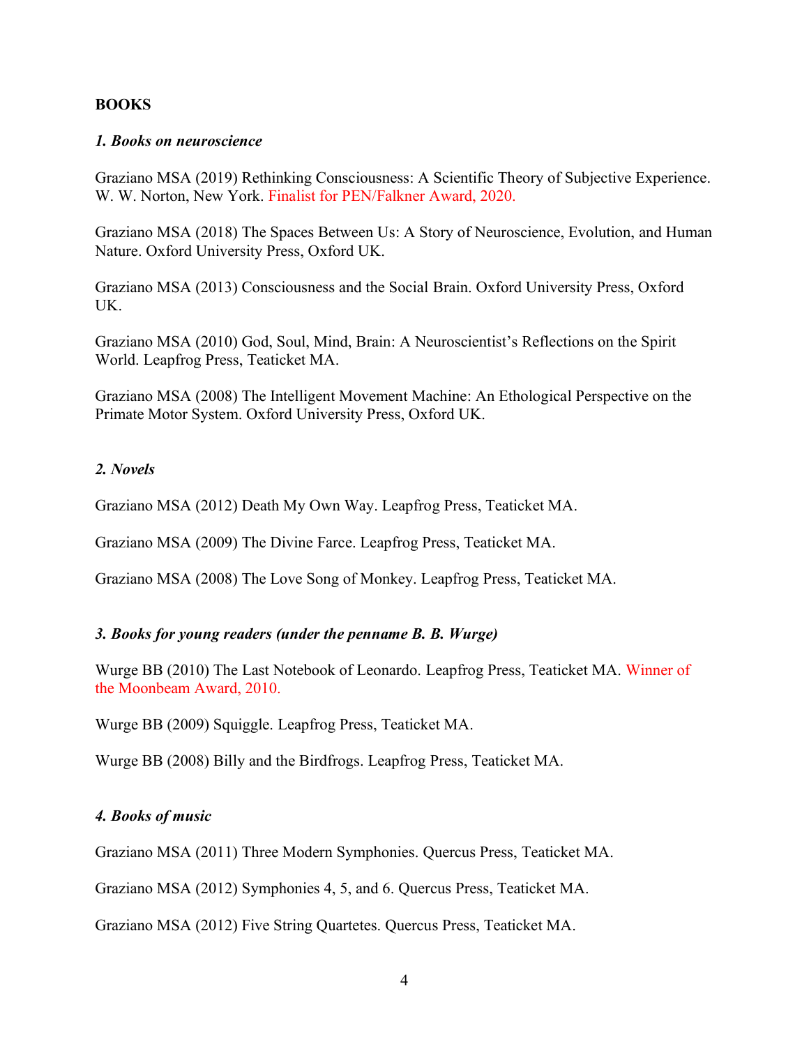**BOOKS**

***1. Books on neuroscience***

Graziano MSA (2019) Rethinking Consciousness: A Scientific Theory of Subjective Experience. W. W. Norton, New York. Finalist for PEN/Falkner Award, 2020.

Graziano MSA (2018) The Spaces Between Us: A Story of Neuroscience, Evolution, and Human Nature. Oxford University Press, Oxford UK.

Graziano MSA (2013) Consciousness and the Social Brain. Oxford University Press, Oxford UK.

Graziano MSA (2010) God, Soul, Mind, Brain: A Neuroscientist's Reflections on the Spirit World. Leapfrog Press, Teaticket MA.

Graziano MSA (2008) The Intelligent Movement Machine: An Ethological Perspective on the Primate Motor System. Oxford University Press, Oxford UK.

***2. Novels***

Graziano MSA (2012) Death My Own Way. Leapfrog Press, Teaticket MA.

Graziano MSA (2009) The Divine Farce. Leapfrog Press, Teaticket MA.

Graziano MSA (2008) The Love Song of Monkey. Leapfrog Press, Teaticket MA.

***3. Books for young readers (under the penname B. B. Wurge)***

Wurge BB (2010) The Last Notebook of Leonardo. Leapfrog Press, Teaticket MA. Winner of the Moonbeam Award, 2010.

Wurge BB (2009) Squiggle. Leapfrog Press, Teaticket MA.

Wurge BB (2008) Billy and the Birdfrogs. Leapfrog Press, Teaticket MA.

***4. Books of music***

Graziano MSA (2011) Three Modern Symphonies. Quercus Press, Teaticket MA.

Graziano MSA (2012) Symphonies 4, 5, and 6. Quercus Press, Teaticket MA.

Graziano MSA (2012) Five String Quartetes. Quercus Press, Teaticket MA.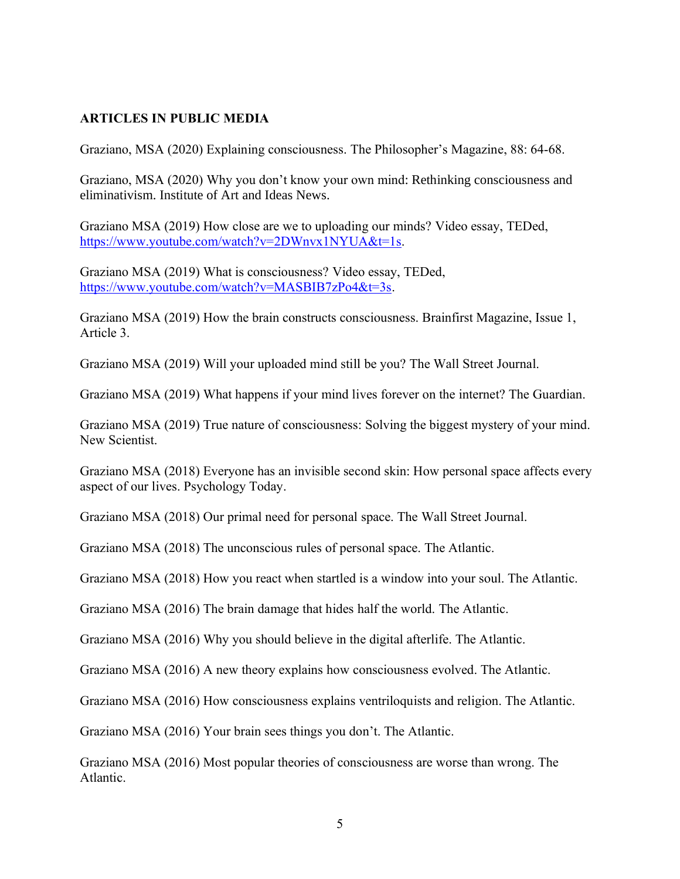**ARTICLES IN PUBLIC MEDIA**

Graziano, MSA (2020) Explaining consciousness. The Philosopher's Magazine, 88: 64-68.

Graziano, MSA (2020) Why you don't know your own mind: Rethinking consciousness and eliminativism. Institute of Art and Ideas News.

Graziano MSA (2019) How close are we to uploading our minds? Video essay, TEDed, https://www.youtube.com/watch?v=2DWnvx1NYUA&t=1s.

Graziano MSA (2019) What is consciousness? Video essay, TEDed, https://www.youtube.com/watch?v=MASBIB7zPo4&t=3s.

Graziano MSA (2019) How the brain constructs consciousness. Brainfirst Magazine, Issue 1, Article 3.

Graziano MSA (2019) Will your uploaded mind still be you? The Wall Street Journal.

Graziano MSA (2019) What happens if your mind lives forever on the internet? The Guardian.

Graziano MSA (2019) True nature of consciousness: Solving the biggest mystery of your mind. New Scientist.

Graziano MSA (2018) Everyone has an invisible second skin: How personal space affects every aspect of our lives. Psychology Today.

Graziano MSA (2018) Our primal need for personal space. The Wall Street Journal.

Graziano MSA (2018) The unconscious rules of personal space. The Atlantic.

Graziano MSA (2018) How you react when startled is a window into your soul. The Atlantic.

Graziano MSA (2016) The brain damage that hides half the world. The Atlantic.

Graziano MSA (2016) Why you should believe in the digital afterlife. The Atlantic.

Graziano MSA (2016) A new theory explains how consciousness evolved. The Atlantic.

Graziano MSA (2016) How consciousness explains ventriloquists and religion. The Atlantic.

Graziano MSA (2016) Your brain sees things you don't. The Atlantic.

Graziano MSA (2016) Most popular theories of consciousness are worse than wrong. The Atlantic.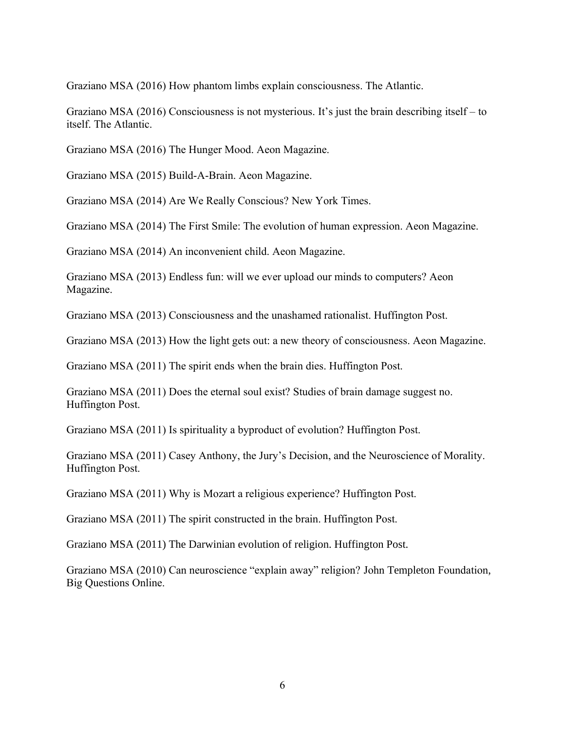Graziano MSA (2016) How phantom limbs explain consciousness. The Atlantic.

Graziano MSA (2016) Consciousness is not mysterious. It's just the brain describing itself – to itself. The Atlantic.

Graziano MSA (2016) The Hunger Mood. Aeon Magazine.

Graziano MSA (2015) Build-A-Brain. Aeon Magazine.

Graziano MSA (2014) Are We Really Conscious? New York Times.

Graziano MSA (2014) The First Smile: The evolution of human expression. Aeon Magazine.

Graziano MSA (2014) An inconvenient child. Aeon Magazine.

Graziano MSA (2013) Endless fun: will we ever upload our minds to computers? Aeon Magazine.

Graziano MSA (2013) Consciousness and the unashamed rationalist. Huffington Post.

Graziano MSA (2013) How the light gets out: a new theory of consciousness. Aeon Magazine.

Graziano MSA (2011) The spirit ends when the brain dies. Huffington Post.

Graziano MSA (2011) Does the eternal soul exist? Studies of brain damage suggest no. Huffington Post.

Graziano MSA (2011) Is spirituality a byproduct of evolution? Huffington Post.

Graziano MSA (2011) Casey Anthony, the Jury's Decision, and the Neuroscience of Morality. Huffington Post.

Graziano MSA (2011) Why is Mozart a religious experience? Huffington Post.

Graziano MSA (2011) The spirit constructed in the brain. Huffington Post.

Graziano MSA (2011) The Darwinian evolution of religion. Huffington Post.

Graziano MSA (2010) Can neuroscience "explain away" religion? John Templeton Foundation, Big Questions Online.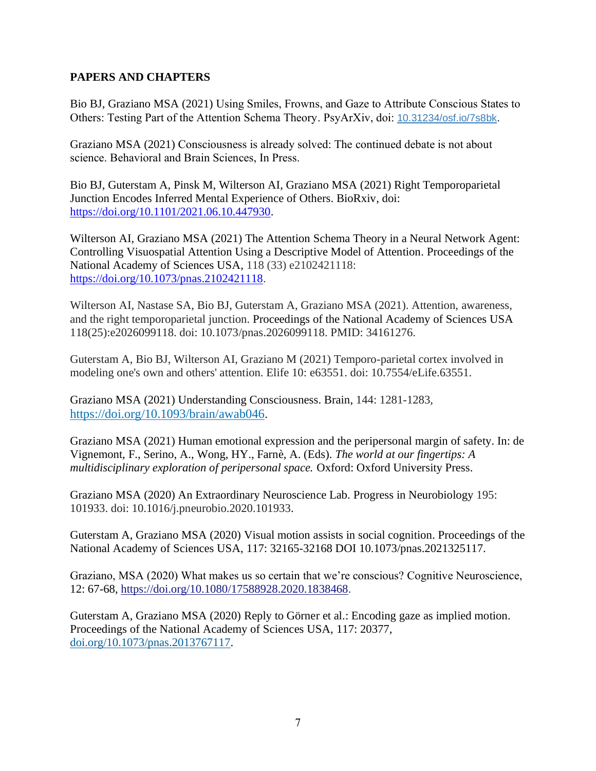**PAPERS AND CHAPTERS**

Bio BJ, Graziano MSA (2021) Using Smiles, Frowns, and Gaze to Attribute Conscious States to Others: Testing Part of the Attention Schema Theory. PsyArXiv, doi: 10.31234/osf.io/7s8bk.

Graziano MSA (2021) Consciousness is already solved: The continued debate is not about science. Behavioral and Brain Sciences, In Press.

Bio BJ, Guterstam A, Pinsk M, Wilterson AI, Graziano MSA (2021) Right Temporoparietal Junction Encodes Inferred Mental Experience of Others. BioRxiv, doi: https://doi.org/10.1101/2021.06.10.447930.

Wilterson AI, Graziano MSA (2021) The Attention Schema Theory in a Neural Network Agent: Controlling Visuospatial Attention Using a Descriptive Model of Attention. Proceedings of the National Academy of Sciences USA, 118 (33) e2102421118: https://doi.org/10.1073/pnas.2102421118.

Wilterson AI, Nastase SA, Bio BJ, Guterstam A, Graziano MSA (2021). Attention, awareness, and the right temporoparietal junction. Proceedings of the National Academy of Sciences USA 118(25):e2026099118. doi: 10.1073/pnas.2026099118. PMID: 34161276.

Guterstam A, Bio BJ, Wilterson AI, Graziano M (2021) Temporo-parietal cortex involved in modeling one's own and others' attention. Elife 10: e63551. doi: 10.7554/eLife.63551.

Graziano MSA (2021) Understanding Consciousness. Brain, 144: 1281-1283, https://doi.org/10.1093/brain/awab046.

Graziano MSA (2021) Human emotional expression and the peripersonal margin of safety. In: de Vignemont, F., Serino, A., Wong, HY., Farnè, A. (Eds). *The world at our fingertips: A multidisciplinary exploration of peripersonal space.* Oxford: Oxford University Press.

Graziano MSA (2020) An Extraordinary Neuroscience Lab. Progress in Neurobiology 195: 101933. doi: 10.1016/j.pneurobio.2020.101933.

Guterstam A, Graziano MSA (2020) Visual motion assists in social cognition. Proceedings of the National Academy of Sciences USA, 117: 32165-32168 DOI 10.1073/pnas.2021325117.

Graziano, MSA (2020) What makes us so certain that we're conscious? Cognitive Neuroscience, 12: 67-68, https://doi.org/10.1080/17588928.2020.1838468.

Guterstam A, Graziano MSA (2020) Reply to Görner et al.: Encoding gaze as implied motion. Proceedings of the National Academy of Sciences USA, 117: 20377, doi.org/10.1073/pnas.2013767117.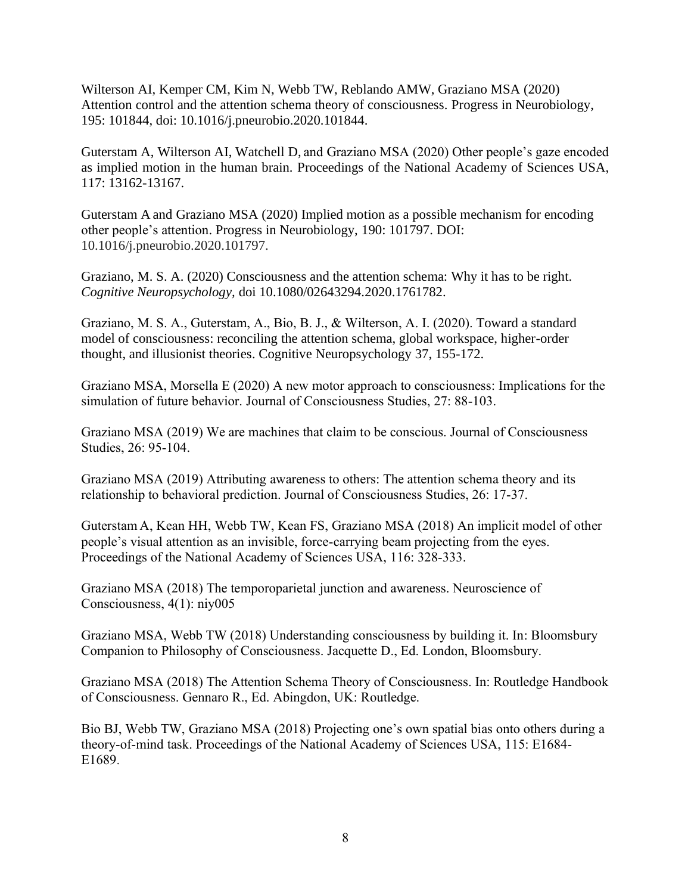Wilterson AI, Kemper CM, Kim N, Webb TW, Reblando AMW, Graziano MSA (2020) Attention control and the attention schema theory of consciousness. Progress in Neurobiology, 195: 101844, doi: 10.1016/j.pneurobio.2020.101844.

Guterstam A, Wilterson AI, Watchell D, and Graziano MSA (2020) Other people's gaze encoded as implied motion in the human brain. Proceedings of the National Academy of Sciences USA, 117: 13162-13167.

Guterstam A and Graziano MSA (2020) Implied motion as a possible mechanism for encoding other people's attention. Progress in Neurobiology, 190: 101797. DOI: 10.1016/j.pneurobio.2020.101797.

Graziano, M. S. A. (2020) Consciousness and the attention schema: Why it has to be right. *Cognitive Neuropsychology*, doi 10.1080/02643294.2020.1761782.

Graziano, M. S. A., Guterstam, A., Bio, B. J., & Wilterson, A. I. (2020). Toward a standard model of consciousness: reconciling the attention schema, global workspace, higher-order thought, and illusionist theories. Cognitive Neuropsychology 37, 155-172.

Graziano MSA, Morsella E (2020) A new motor approach to consciousness: Implications for the simulation of future behavior. Journal of Consciousness Studies, 27: 88-103.

Graziano MSA (2019) We are machines that claim to be conscious. Journal of Consciousness Studies, 26: 95-104.

Graziano MSA (2019) Attributing awareness to others: The attention schema theory and its relationship to behavioral prediction. Journal of Consciousness Studies, 26: 17-37.

Guterstam A, Kean HH, Webb TW, Kean FS, Graziano MSA (2018) An implicit model of other people's visual attention as an invisible, force-carrying beam projecting from the eyes. Proceedings of the National Academy of Sciences USA, 116: 328-333.

Graziano MSA (2018) The temporoparietal junction and awareness. Neuroscience of Consciousness, 4(1): niy005

Graziano MSA, Webb TW (2018) Understanding consciousness by building it. In: Bloomsbury Companion to Philosophy of Consciousness. Jacquette D., Ed. London, Bloomsbury.

Graziano MSA (2018) The Attention Schema Theory of Consciousness. In: Routledge Handbook of Consciousness. Gennaro R., Ed. Abingdon, UK: Routledge.

Bio BJ, Webb TW, Graziano MSA (2018) Projecting one's own spatial bias onto others during a theory-of-mind task. Proceedings of the National Academy of Sciences USA, 115: E1684-E1689.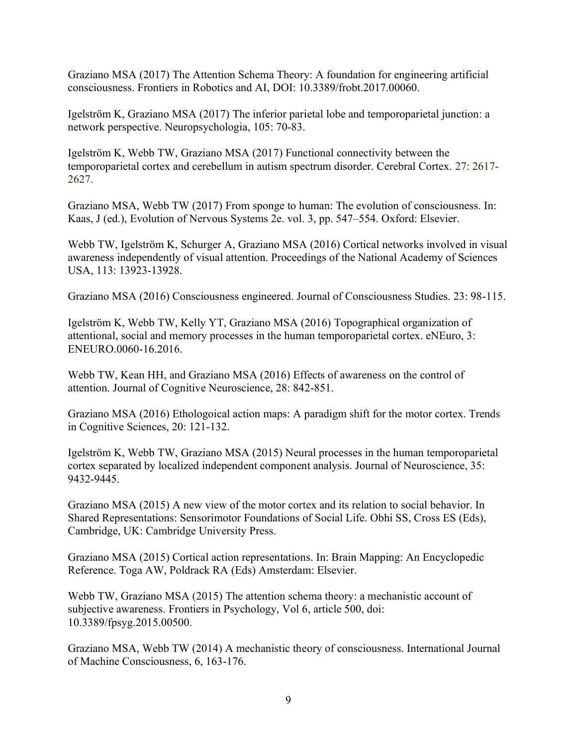Graziano MSA (2017) The Attention Schema Theory: A foundation for engineering artificial consciousness. Frontiers in Robotics and AI, DOI: 10.3389/frobt.2017.00060.

Igelström K, Graziano MSA (2017) The inferior parietal lobe and temporoparietal junction: a network perspective. Neuropsychologia, 105: 70-83.

Igelström K, Webb TW, Graziano MSA (2017) Functional connectivity between the temporoparietal cortex and cerebellum in autism spectrum disorder. Cerebral Cortex. 27: 2617-2627.

Graziano MSA, Webb TW (2017) From sponge to human: The evolution of consciousness. In: Kaas, J (ed.), Evolution of Nervous Systems 2e. vol. 3, pp. 547–554. Oxford: Elsevier.

Webb TW, Igelström K, Schurger A, Graziano MSA (2016) Cortical networks involved in visual awareness independently of visual attention. Proceedings of the National Academy of Sciences USA, 113: 13923-13928.

Graziano MSA (2016) Consciousness engineered. Journal of Consciousness Studies. 23: 98-115.

Igelström K, Webb TW, Kelly YT, Graziano MSA (2016) Topographical organization of attentional, social and memory processes in the human temporoparietal cortex. eNEuro, 3: ENEURO.0060-16.2016.

Webb TW, Kean HH, and Graziano MSA (2016) Effects of awareness on the control of attention. Journal of Cognitive Neuroscience, 28: 842-851.

Graziano MSA (2016) Ethologoical action maps: A paradigm shift for the motor cortex. Trends in Cognitive Sciences, 20: 121-132.

Igelström K, Webb TW, Graziano MSA (2015) Neural processes in the human temporoparietal cortex separated by localized independent component analysis. Journal of Neuroscience, 35: 9432-9445.

Graziano MSA (2015) A new view of the motor cortex and its relation to social behavior. In Shared Representations: Sensorimotor Foundations of Social Life. Obhi SS, Cross ES (Eds), Cambridge, UK: Cambridge University Press.

Graziano MSA (2015) Cortical action representations. In: Brain Mapping: An Encyclopedic Reference. Toga AW, Poldrack RA (Eds) Amsterdam: Elsevier.

Webb TW, Graziano MSA (2015) The attention schema theory: a mechanistic account of subjective awareness. Frontiers in Psychology, Vol 6, article 500, doi: 10.3389/fpsyg.2015.00500.

Graziano MSA, Webb TW (2014) A mechanistic theory of consciousness. International Journal of Machine Consciousness, 6, 163-176.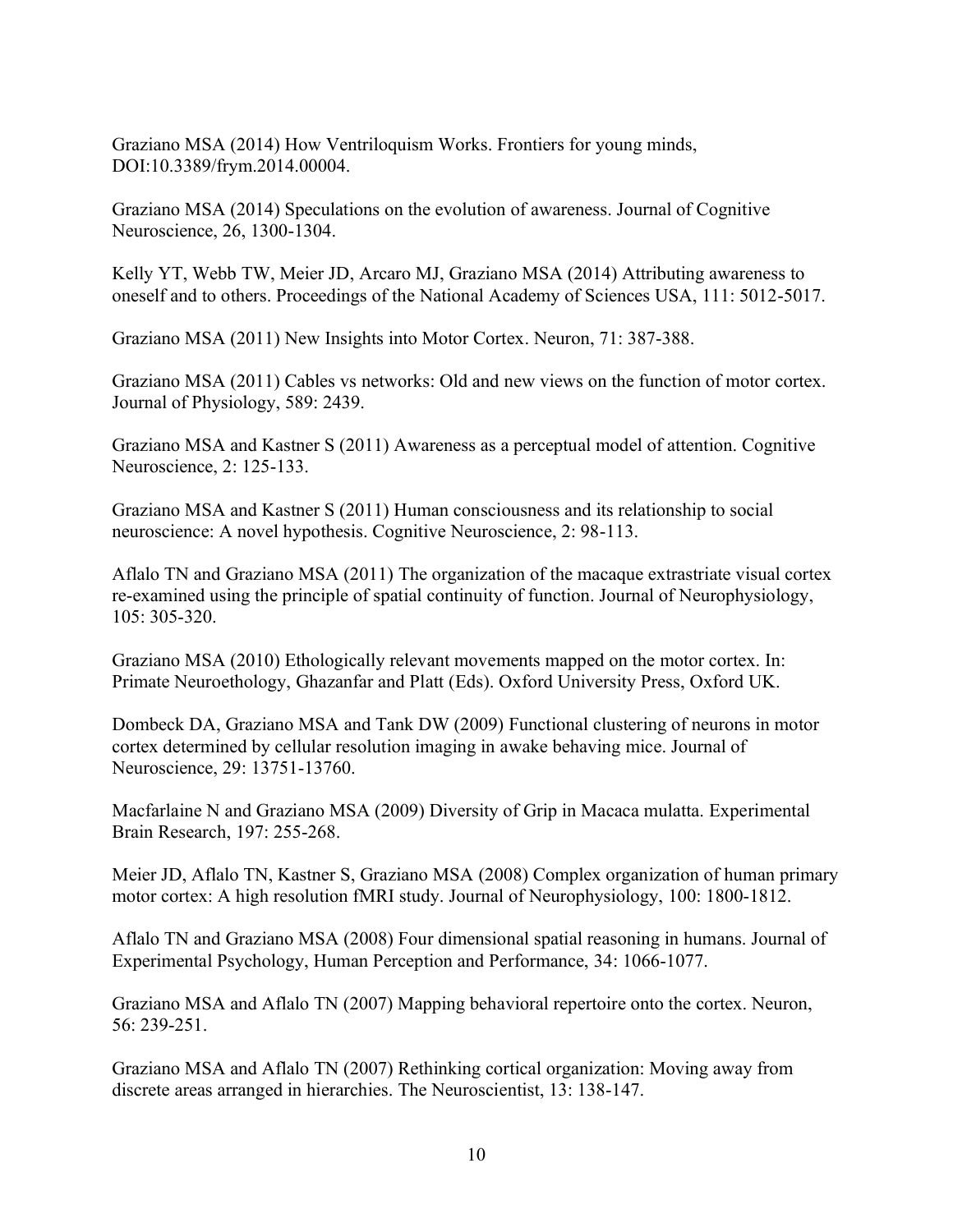Graziano MSA (2014) How Ventriloquism Works. Frontiers for young minds, DOI:10.3389/frym.2014.00004.

Graziano MSA (2014) Speculations on the evolution of awareness. Journal of Cognitive Neuroscience, 26, 1300-1304.

Kelly YT, Webb TW, Meier JD, Arcaro MJ, Graziano MSA (2014) Attributing awareness to oneself and to others. Proceedings of the National Academy of Sciences USA, 111: 5012-5017.

Graziano MSA (2011) New Insights into Motor Cortex. Neuron, 71: 387-388.

Graziano MSA (2011) Cables vs networks: Old and new views on the function of motor cortex. Journal of Physiology, 589: 2439.

Graziano MSA and Kastner S (2011) Awareness as a perceptual model of attention. Cognitive Neuroscience, 2: 125-133.

Graziano MSA and Kastner S (2011) Human consciousness and its relationship to social neuroscience: A novel hypothesis. Cognitive Neuroscience, 2: 98-113.

Aflalo TN and Graziano MSA (2011) The organization of the macaque extrastriate visual cortex re-examined using the principle of spatial continuity of function. Journal of Neurophysiology, 105: 305-320.

Graziano MSA (2010) Ethologically relevant movements mapped on the motor cortex. In: Primate Neuroethology, Ghazanfar and Platt (Eds). Oxford University Press, Oxford UK.

Dombeck DA, Graziano MSA and Tank DW (2009) Functional clustering of neurons in motor cortex determined by cellular resolution imaging in awake behaving mice. Journal of Neuroscience, 29: 13751-13760.

Macfarlaine N and Graziano MSA (2009) Diversity of Grip in Macaca mulatta. Experimental Brain Research, 197: 255-268.

Meier JD, Aflalo TN, Kastner S, Graziano MSA (2008) Complex organization of human primary motor cortex: A high resolution fMRI study. Journal of Neurophysiology, 100: 1800-1812.

Aflalo TN and Graziano MSA (2008) Four dimensional spatial reasoning in humans. Journal of Experimental Psychology, Human Perception and Performance, 34: 1066-1077.

Graziano MSA and Aflalo TN (2007) Mapping behavioral repertoire onto the cortex. Neuron, 56: 239-251.

Graziano MSA and Aflalo TN (2007) Rethinking cortical organization: Moving away from discrete areas arranged in hierarchies. The Neuroscientist, 13: 138-147.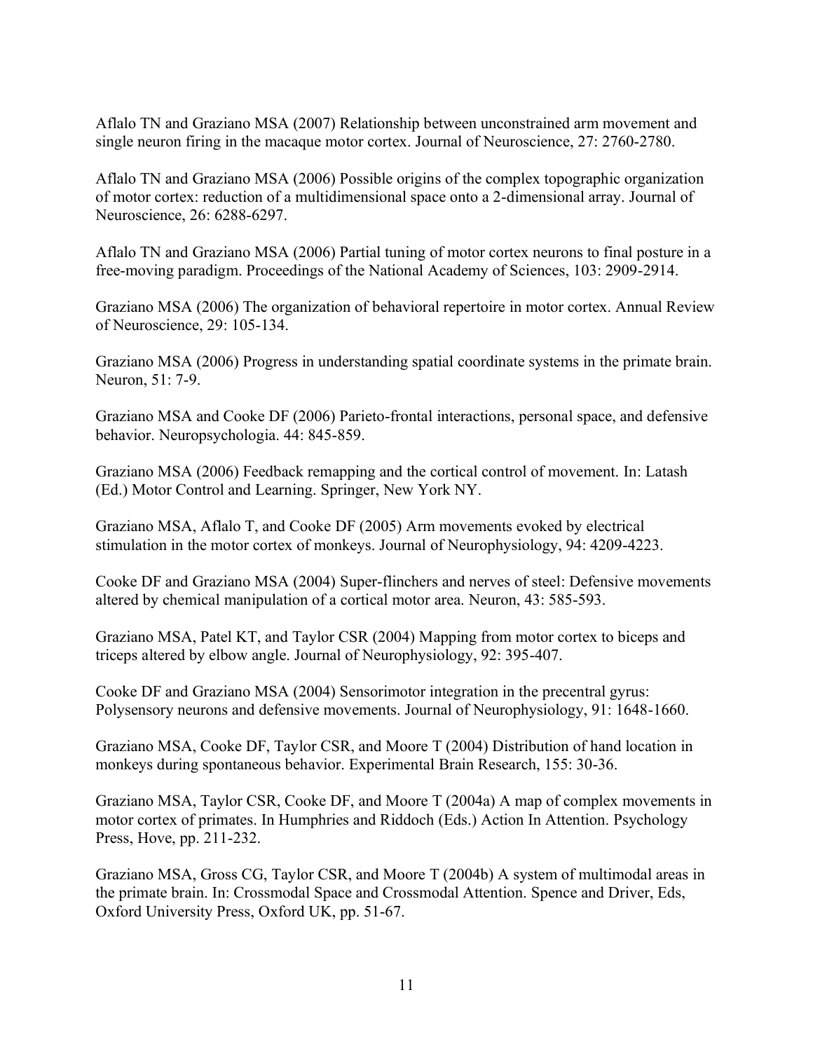Aflalo TN and Graziano MSA (2007) Relationship between unconstrained arm movement and single neuron firing in the macaque motor cortex. Journal of Neuroscience, 27: 2760-2780.

Aflalo TN and Graziano MSA (2006) Possible origins of the complex topographic organization of motor cortex: reduction of a multidimensional space onto a 2-dimensional array. Journal of Neuroscience, 26: 6288-6297.

Aflalo TN and Graziano MSA (2006) Partial tuning of motor cortex neurons to final posture in a free-moving paradigm. Proceedings of the National Academy of Sciences, 103: 2909-2914.

Graziano MSA (2006) The organization of behavioral repertoire in motor cortex. Annual Review of Neuroscience, 29: 105-134.

Graziano MSA (2006) Progress in understanding spatial coordinate systems in the primate brain. Neuron, 51: 7-9.

Graziano MSA and Cooke DF (2006) Parieto-frontal interactions, personal space, and defensive behavior. Neuropsychologia. 44: 845-859.

Graziano MSA (2006) Feedback remapping and the cortical control of movement. In: Latash (Ed.) Motor Control and Learning. Springer, New York NY.

Graziano MSA, Aflalo T, and Cooke DF (2005) Arm movements evoked by electrical stimulation in the motor cortex of monkeys. Journal of Neurophysiology, 94: 4209-4223.

Cooke DF and Graziano MSA (2004) Super-flinchers and nerves of steel: Defensive movements altered by chemical manipulation of a cortical motor area. Neuron, 43: 585-593.

Graziano MSA, Patel KT, and Taylor CSR (2004) Mapping from motor cortex to biceps and triceps altered by elbow angle. Journal of Neurophysiology, 92: 395-407.

Cooke DF and Graziano MSA (2004) Sensorimotor integration in the precentral gyrus: Polysensory neurons and defensive movements. Journal of Neurophysiology, 91: 1648-1660.

Graziano MSA, Cooke DF, Taylor CSR, and Moore T (2004) Distribution of hand location in monkeys during spontaneous behavior. Experimental Brain Research, 155: 30-36.

Graziano MSA, Taylor CSR, Cooke DF, and Moore T (2004a) A map of complex movements in motor cortex of primates. In Humphries and Riddoch (Eds.) Action In Attention. Psychology Press, Hove, pp. 211-232.

Graziano MSA, Gross CG, Taylor CSR, and Moore T (2004b) A system of multimodal areas in the primate brain. In: Crossmodal Space and Crossmodal Attention. Spence and Driver, Eds, Oxford University Press, Oxford UK, pp. 51-67.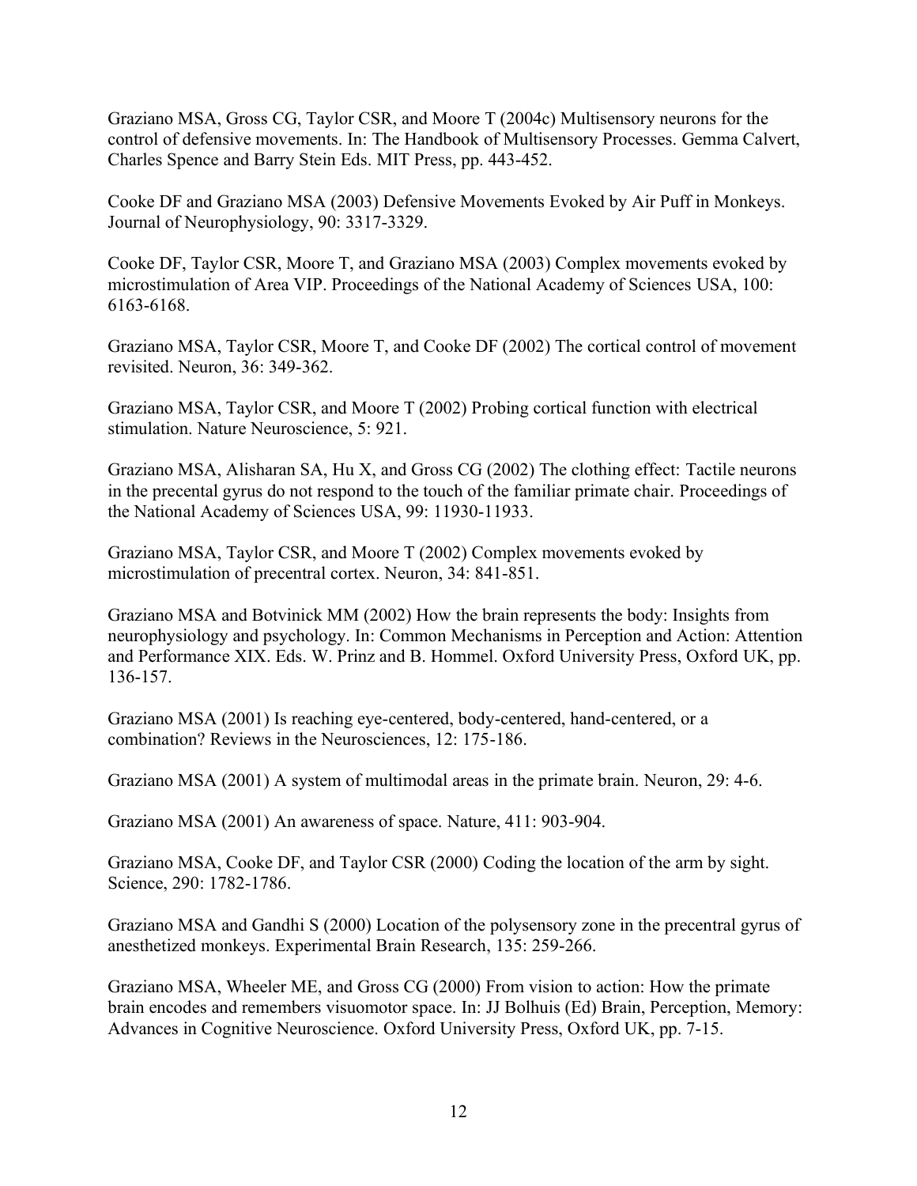Graziano MSA, Gross CG, Taylor CSR, and Moore T (2004c) Multisensory neurons for the control of defensive movements. In: The Handbook of Multisensory Processes. Gemma Calvert, Charles Spence and Barry Stein Eds. MIT Press, pp. 443-452.

Cooke DF and Graziano MSA (2003) Defensive Movements Evoked by Air Puff in Monkeys. Journal of Neurophysiology, 90: 3317-3329.

Cooke DF, Taylor CSR, Moore T, and Graziano MSA (2003) Complex movements evoked by microstimulation of Area VIP. Proceedings of the National Academy of Sciences USA, 100: 6163-6168.

Graziano MSA, Taylor CSR, Moore T, and Cooke DF (2002) The cortical control of movement revisited. Neuron, 36: 349-362.

Graziano MSA, Taylor CSR, and Moore T (2002) Probing cortical function with electrical stimulation. Nature Neuroscience, 5: 921.

Graziano MSA, Alisharan SA, Hu X, and Gross CG (2002) The clothing effect: Tactile neurons in the precental gyrus do not respond to the touch of the familiar primate chair. Proceedings of the National Academy of Sciences USA, 99: 11930-11933.

Graziano MSA, Taylor CSR, and Moore T (2002) Complex movements evoked by microstimulation of precentral cortex. Neuron, 34: 841-851.

Graziano MSA and Botvinick MM (2002) How the brain represents the body: Insights from neurophysiology and psychology. In: Common Mechanisms in Perception and Action: Attention and Performance XIX. Eds. W. Prinz and B. Hommel. Oxford University Press, Oxford UK, pp. 136-157.

Graziano MSA (2001) Is reaching eye-centered, body-centered, hand-centered, or a combination? Reviews in the Neurosciences, 12: 175-186.

Graziano MSA (2001) A system of multimodal areas in the primate brain. Neuron, 29: 4-6.

Graziano MSA (2001) An awareness of space. Nature, 411: 903-904.

Graziano MSA, Cooke DF, and Taylor CSR (2000) Coding the location of the arm by sight. Science, 290: 1782-1786.

Graziano MSA and Gandhi S (2000) Location of the polysensory zone in the precentral gyrus of anesthetized monkeys. Experimental Brain Research, 135: 259-266.

Graziano MSA, Wheeler ME, and Gross CG (2000) From vision to action: How the primate brain encodes and remembers visuomotor space. In: JJ Bolhuis (Ed) Brain, Perception, Memory: Advances in Cognitive Neuroscience. Oxford University Press, Oxford UK, pp. 7-15.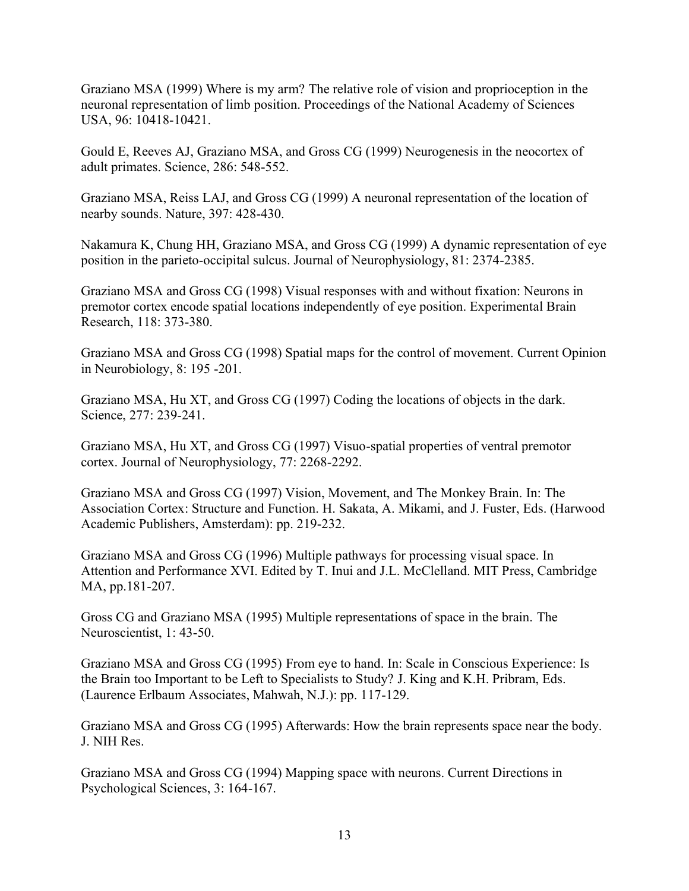Graziano MSA (1999) Where is my arm? The relative role of vision and proprioception in the neuronal representation of limb position. Proceedings of the National Academy of Sciences USA, 96: 10418-10421.

Gould E, Reeves AJ, Graziano MSA, and Gross CG (1999) Neurogenesis in the neocortex of adult primates. Science, 286: 548-552.

Graziano MSA, Reiss LAJ, and Gross CG (1999) A neuronal representation of the location of nearby sounds. Nature, 397: 428-430.

Nakamura K, Chung HH, Graziano MSA, and Gross CG (1999) A dynamic representation of eye position in the parieto-occipital sulcus. Journal of Neurophysiology, 81: 2374-2385.

Graziano MSA and Gross CG (1998) Visual responses with and without fixation: Neurons in premotor cortex encode spatial locations independently of eye position. Experimental Brain Research, 118: 373-380.

Graziano MSA and Gross CG (1998) Spatial maps for the control of movement. Current Opinion in Neurobiology, 8: 195 -201.

Graziano MSA, Hu XT, and Gross CG (1997) Coding the locations of objects in the dark. Science, 277: 239-241.

Graziano MSA, Hu XT, and Gross CG (1997) Visuo-spatial properties of ventral premotor cortex. Journal of Neurophysiology, 77: 2268-2292.

Graziano MSA and Gross CG (1997) Vision, Movement, and The Monkey Brain. In: The Association Cortex: Structure and Function. H. Sakata, A. Mikami, and J. Fuster, Eds. (Harwood Academic Publishers, Amsterdam): pp. 219-232.

Graziano MSA and Gross CG (1996) Multiple pathways for processing visual space. In Attention and Performance XVI. Edited by T. Inui and J.L. McClelland. MIT Press, Cambridge MA, pp.181-207.

Gross CG and Graziano MSA (1995) Multiple representations of space in the brain. The Neuroscientist, 1: 43-50.

Graziano MSA and Gross CG (1995) From eye to hand. In: Scale in Conscious Experience: Is the Brain too Important to be Left to Specialists to Study? J. King and K.H. Pribram, Eds. (Laurence Erlbaum Associates, Mahwah, N.J.): pp. 117-129.

Graziano MSA and Gross CG (1995) Afterwards: How the brain represents space near the body. J. NIH Res.

Graziano MSA and Gross CG (1994) Mapping space with neurons. Current Directions in Psychological Sciences, 3: 164-167.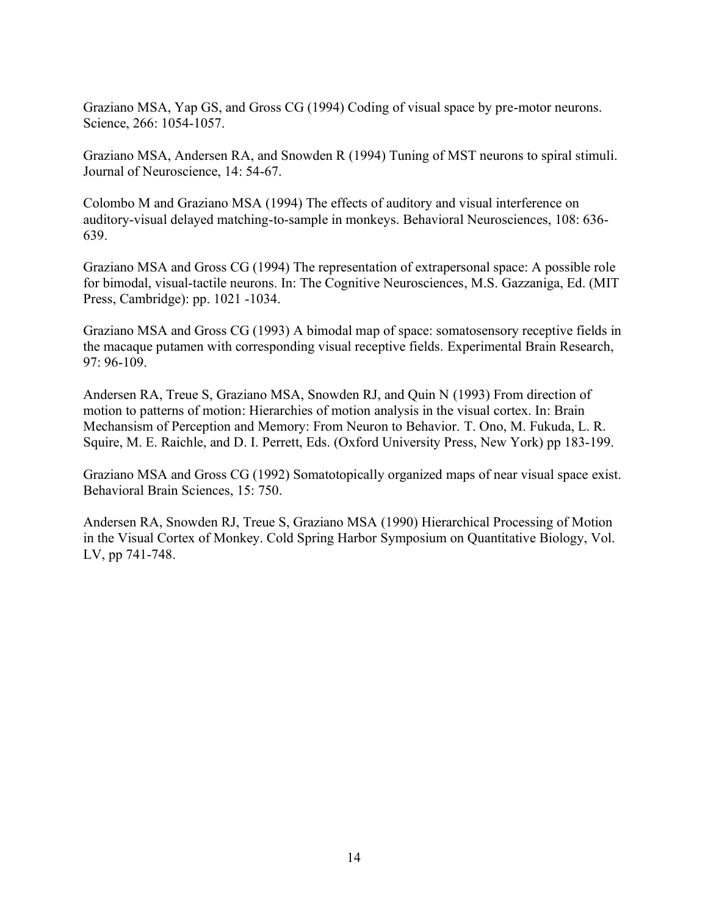Graziano MSA, Yap GS, and Gross CG (1994) Coding of visual space by pre-motor neurons. Science, 266: 1054-1057.

Graziano MSA, Andersen RA, and Snowden R (1994) Tuning of MST neurons to spiral stimuli. Journal of Neuroscience, 14: 54-67.

Colombo M and Graziano MSA (1994) The effects of auditory and visual interference on auditory-visual delayed matching-to-sample in monkeys. Behavioral Neurosciences, 108: 636-639.

Graziano MSA and Gross CG (1994) The representation of extrapersonal space: A possible role for bimodal, visual-tactile neurons. In: The Cognitive Neurosciences, M.S. Gazzaniga, Ed. (MIT Press, Cambridge): pp. 1021 -1034.

Graziano MSA and Gross CG (1993) A bimodal map of space: somatosensory receptive fields in the macaque putamen with corresponding visual receptive fields. Experimental Brain Research, 97: 96-109.

Andersen RA, Treue S, Graziano MSA, Snowden RJ, and Quin N (1993) From direction of motion to patterns of motion: Hierarchies of motion analysis in the visual cortex. In: Brain Mechansism of Perception and Memory: From Neuron to Behavior. T. Ono, M. Fukuda, L. R. Squire, M. E. Raichle, and D. I. Perrett, Eds. (Oxford University Press, New York) pp 183-199.

Graziano MSA and Gross CG (1992) Somatotopically organized maps of near visual space exist. Behavioral Brain Sciences, 15: 750.

Andersen RA, Snowden RJ, Treue S, Graziano MSA (1990) Hierarchical Processing of Motion in the Visual Cortex of Monkey. Cold Spring Harbor Symposium on Quantitative Biology, Vol. LV, pp 741-748.